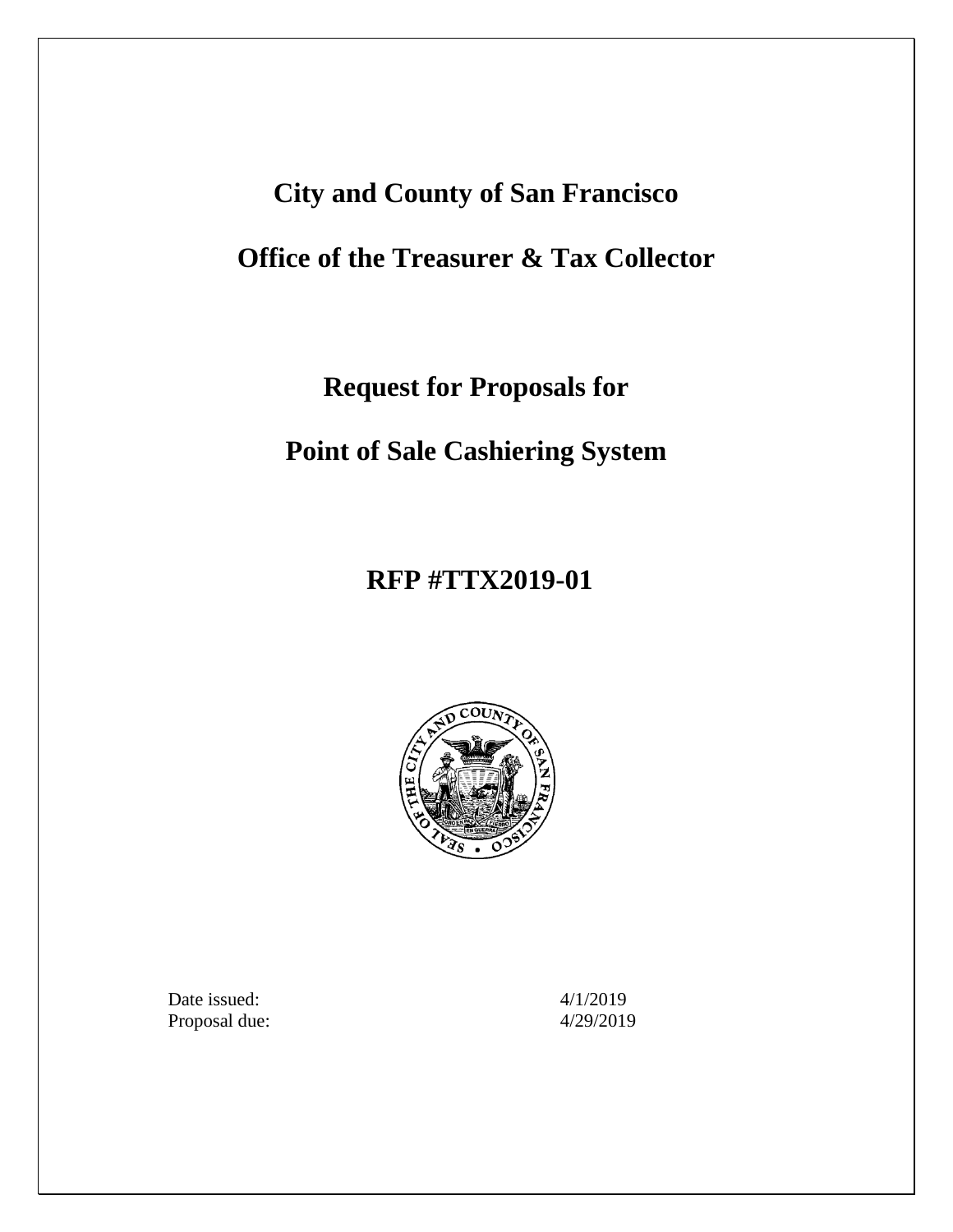# City and County of San Francisco

# Office of the Treasurer & Tax Collector

## Request for Proposals for

## Point of Sale Cashiering System

## RFP #TTX2019-01

| | |
|---|---|
| Date issued: | 4/1/2019 |
| Proposal due: | 4/29/2019 |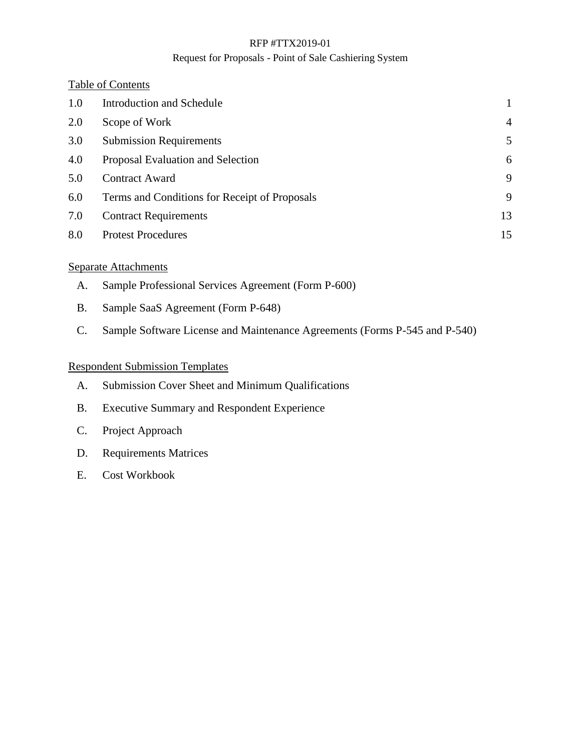RFP #TTX2019-01

Request for Proposals - Point of Sale Cashiering System

Table of Contents

| | | |
|---|---|---|
| 1.0 | Introduction and Schedule | 1 |
| 2.0 | Scope of Work | 4 |
| 3.0 | Submission Requirements | 5 |
| 4.0 | Proposal Evaluation and Selection | 6 |
| 5.0 | Contract Award | 9 |
| 6.0 | Terms and Conditions for Receipt of Proposals | 9 |
| 7.0 | Contract Requirements | 13 |
| 8.0 | Protest Procedures | 15 |

Separate Attachments

A. Sample Professional Services Agreement (Form P-600)

B. Sample SaaS Agreement (Form P-648)

C. Sample Software License and Maintenance Agreements (Forms P-545 and P-540)

Respondent Submission Templates

A. Submission Cover Sheet and Minimum Qualifications

B. Executive Summary and Respondent Experience

C. Project Approach

D. Requirements Matrices

E. Cost Workbook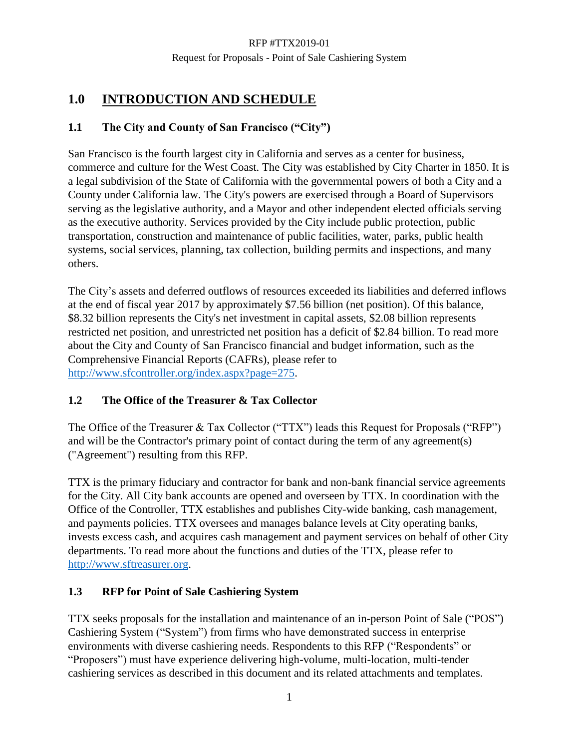## 1.0 INTRODUCTION AND SCHEDULE

### 1.1 The City and County of San Francisco ("City")

San Francisco is the fourth largest city in California and serves as a center for business, commerce and culture for the West Coast. The City was established by City Charter in 1850. It is a legal subdivision of the State of California with the governmental powers of both a City and a County under California law. The City's powers are exercised through a Board of Supervisors serving as the legislative authority, and a Mayor and other independent elected officials serving as the executive authority. Services provided by the City include public protection, public transportation, construction and maintenance of public facilities, water, parks, public health systems, social services, planning, tax collection, building permits and inspections, and many others.

The City's assets and deferred outflows of resources exceeded its liabilities and deferred inflows at the end of fiscal year 2017 by approximately $7.56 billion (net position). Of this balance, $8.32 billion represents the City's net investment in capital assets, $2.08 billion represents restricted net position, and unrestricted net position has a deficit of $2.84 billion. To read more about the City and County of San Francisco financial and budget information, such as the Comprehensive Financial Reports (CAFRs), please refer to http://www.sfcontroller.org/index.aspx?page=275.

### 1.2 The Office of the Treasurer & Tax Collector

The Office of the Treasurer & Tax Collector ("TTX") leads this Request for Proposals ("RFP") and will be the Contractor's primary point of contact during the term of any agreement(s) ("Agreement") resulting from this RFP.

TTX is the primary fiduciary and contractor for bank and non-bank financial service agreements for the City. All City bank accounts are opened and overseen by TTX. In coordination with the Office of the Controller, TTX establishes and publishes City-wide banking, cash management, and payments policies. TTX oversees and manages balance levels at City operating banks, invests excess cash, and acquires cash management and payment services on behalf of other City departments. To read more about the functions and duties of the TTX, please refer to http://www.sftreasurer.org.

### 1.3 RFP for Point of Sale Cashiering System

TTX seeks proposals for the installation and maintenance of an in-person Point of Sale ("POS") Cashiering System ("System") from firms who have demonstrated success in enterprise environments with diverse cashiering needs. Respondents to this RFP ("Respondents" or "Proposers") must have experience delivering high-volume, multi-location, multi-tender cashiering services as described in this document and its related attachments and templates.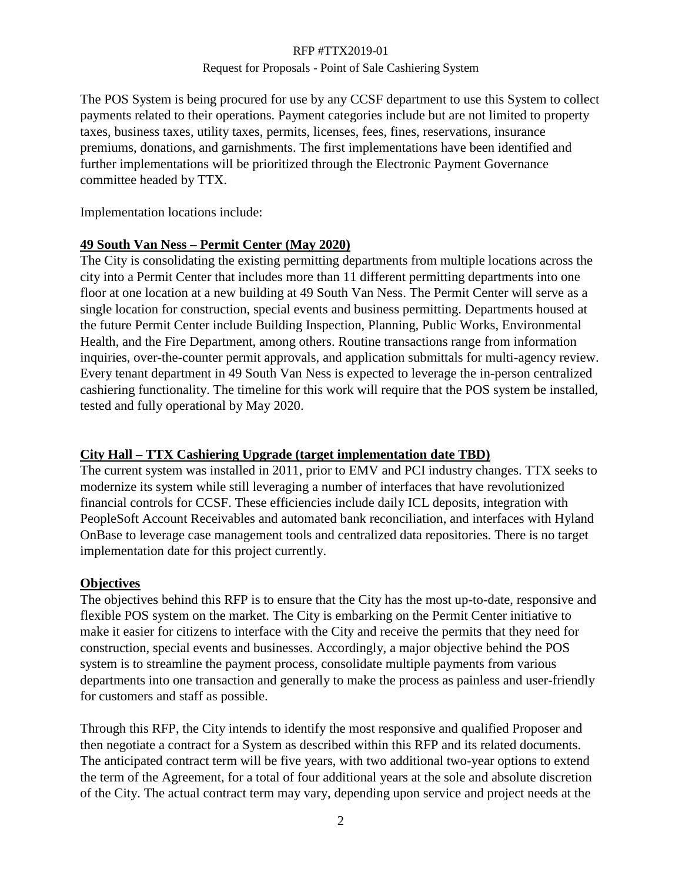The POS System is being procured for use by any CCSF department to use this System to collect payments related to their operations. Payment categories include but are not limited to property taxes, business taxes, utility taxes, permits, licenses, fees, fines, reservations, insurance premiums, donations, and garnishments. The first implementations have been identified and further implementations will be prioritized through the Electronic Payment Governance committee headed by TTX.

Implementation locations include:

**49 South Van Ness – Permit Center (May 2020)**

The City is consolidating the existing permitting departments from multiple locations across the city into a Permit Center that includes more than 11 different permitting departments into one floor at one location at a new building at 49 South Van Ness. The Permit Center will serve as a single location for construction, special events and business permitting. Departments housed at the future Permit Center include Building Inspection, Planning, Public Works, Environmental Health, and the Fire Department, among others. Routine transactions range from information inquiries, over-the-counter permit approvals, and application submittals for multi-agency review. Every tenant department in 49 South Van Ness is expected to leverage the in-person centralized cashiering functionality. The timeline for this work will require that the POS system be installed, tested and fully operational by May 2020.

**City Hall – TTX Cashiering Upgrade (target implementation date TBD)**

The current system was installed in 2011, prior to EMV and PCI industry changes. TTX seeks to modernize its system while still leveraging a number of interfaces that have revolutionized financial controls for CCSF. These efficiencies include daily ICL deposits, integration with PeopleSoft Account Receivables and automated bank reconciliation, and interfaces with Hyland OnBase to leverage case management tools and centralized data repositories. There is no target implementation date for this project currently.

**Objectives**

The objectives behind this RFP is to ensure that the City has the most up-to-date, responsive and flexible POS system on the market. The City is embarking on the Permit Center initiative to make it easier for citizens to interface with the City and receive the permits that they need for construction, special events and businesses. Accordingly, a major objective behind the POS system is to streamline the payment process, consolidate multiple payments from various departments into one transaction and generally to make the process as painless and user-friendly for customers and staff as possible.

Through this RFP, the City intends to identify the most responsive and qualified Proposer and then negotiate a contract for a System as described within this RFP and its related documents. The anticipated contract term will be five years, with two additional two-year options to extend the term of the Agreement, for a total of four additional years at the sole and absolute discretion of the City. The actual contract term may vary, depending upon service and project needs at the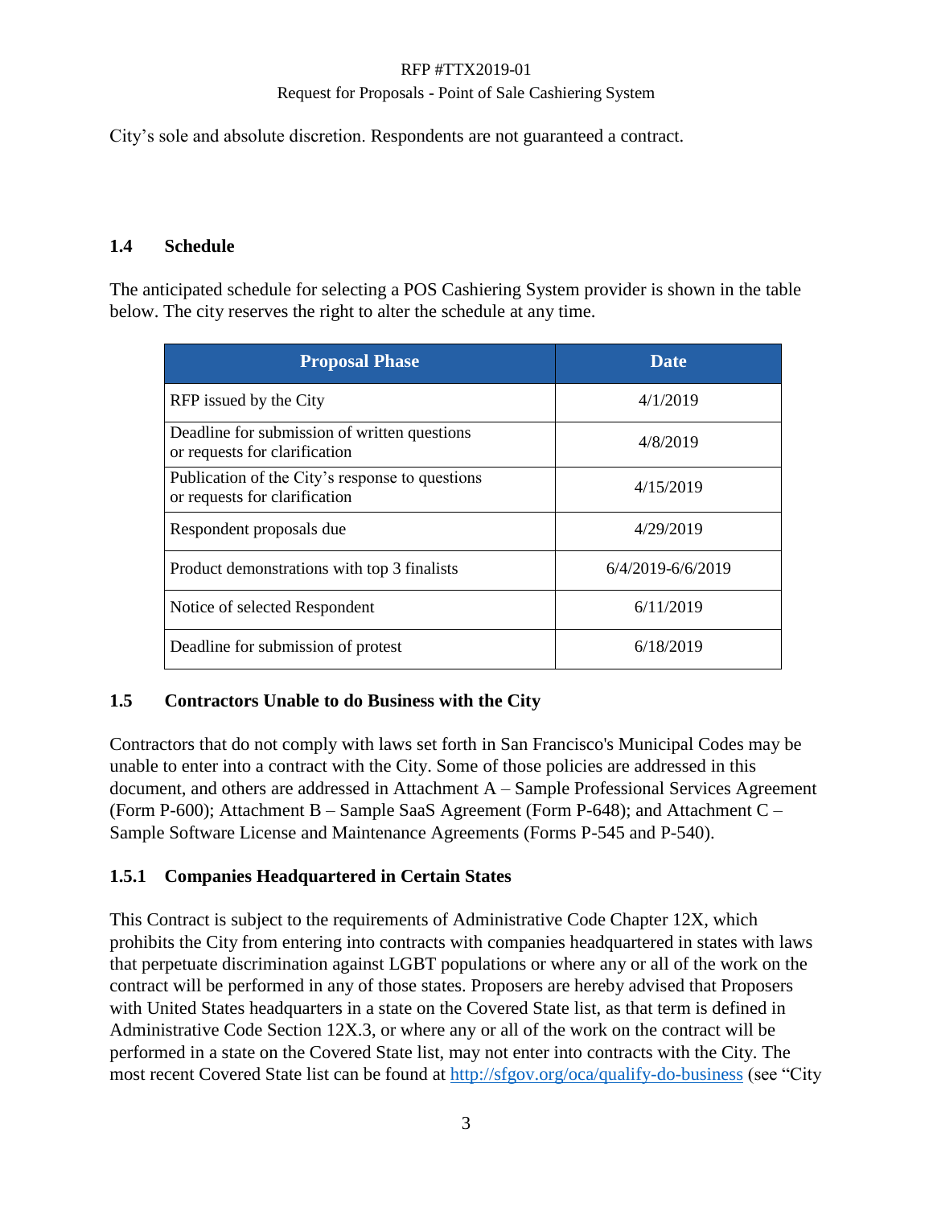City's sole and absolute discretion. Respondents are not guaranteed a contract.

### 1.4 Schedule

The anticipated schedule for selecting a POS Cashiering System provider is shown in the table below. The city reserves the right to alter the schedule at any time.

| Proposal Phase | Date |
|---|---|
| RFP issued by the City | 4/1/2019 |
| Deadline for submission of written questions or requests for clarification | 4/8/2019 |
| Publication of the City's response to questions or requests for clarification | 4/15/2019 |
| Respondent proposals due | 4/29/2019 |
| Product demonstrations with top 3 finalists | 6/4/2019-6/6/2019 |
| Notice of selected Respondent | 6/11/2019 |
| Deadline for submission of protest | 6/18/2019 |

### 1.5 Contractors Unable to do Business with the City

Contractors that do not comply with laws set forth in San Francisco's Municipal Codes may be unable to enter into a contract with the City. Some of those policies are addressed in this document, and others are addressed in Attachment A – Sample Professional Services Agreement (Form P-600); Attachment B – Sample SaaS Agreement (Form P-648); and Attachment C – Sample Software License and Maintenance Agreements (Forms P-545 and P-540).

#### 1.5.1 Companies Headquartered in Certain States

This Contract is subject to the requirements of Administrative Code Chapter 12X, which prohibits the City from entering into contracts with companies headquartered in states with laws that perpetuate discrimination against LGBT populations or where any or all of the work on the contract will be performed in any of those states. Proposers are hereby advised that Proposers with United States headquarters in a state on the Covered State list, as that term is defined in Administrative Code Section 12X.3, or where any or all of the work on the contract will be performed in a state on the Covered State list, may not enter into contracts with the City. The most recent Covered State list can be found at http://sfgov.org/oca/qualify-do-business (see "City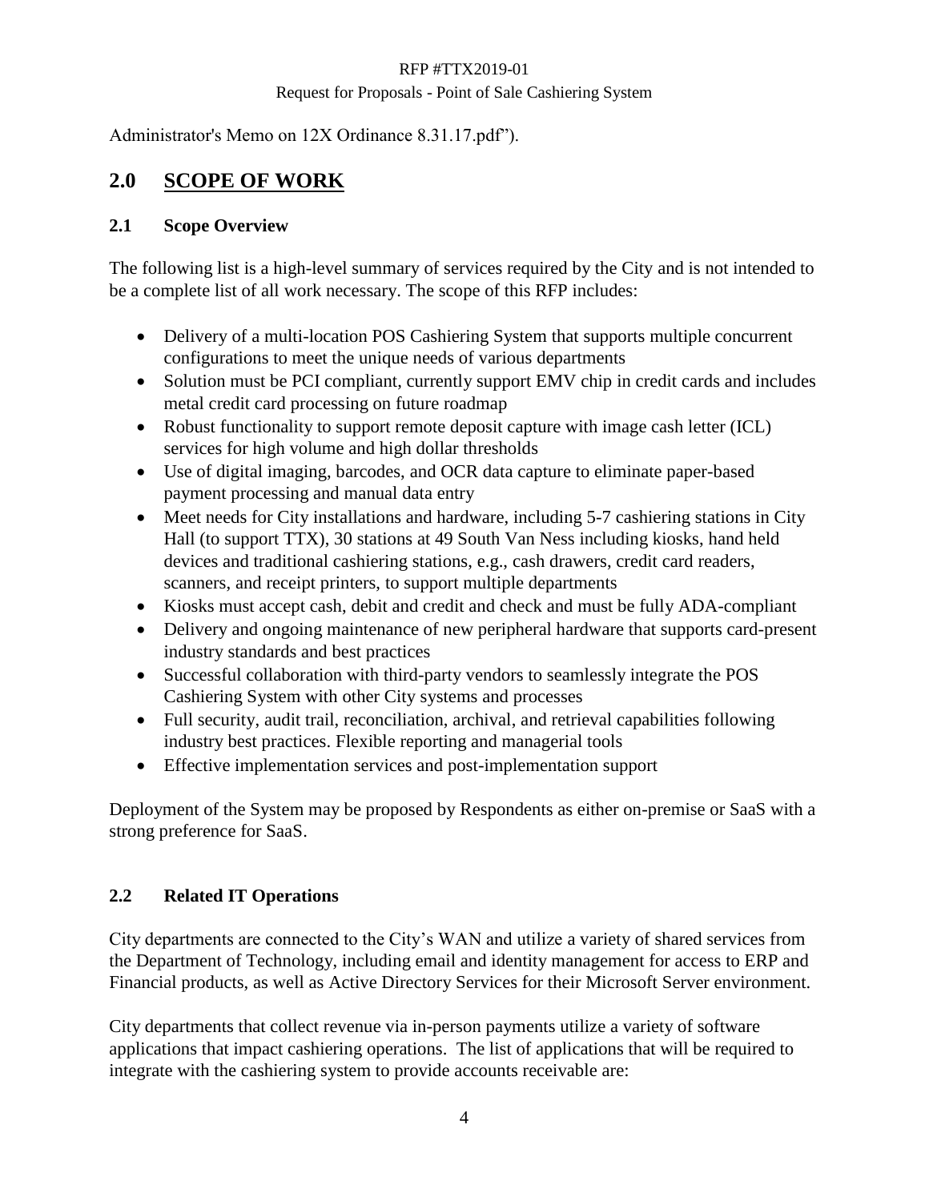Administrator's Memo on 12X Ordinance 8.31.17.pdf").

# 2.0 SCOPE OF WORK

## 2.1 Scope Overview

The following list is a high-level summary of services required by the City and is not intended to be a complete list of all work necessary. The scope of this RFP includes:

- Delivery of a multi-location POS Cashiering System that supports multiple concurrent configurations to meet the unique needs of various departments
- Solution must be PCI compliant, currently support EMV chip in credit cards and includes metal credit card processing on future roadmap
- Robust functionality to support remote deposit capture with image cash letter (ICL) services for high volume and high dollar thresholds
- Use of digital imaging, barcodes, and OCR data capture to eliminate paper-based payment processing and manual data entry
- Meet needs for City installations and hardware, including 5-7 cashiering stations in City Hall (to support TTX), 30 stations at 49 South Van Ness including kiosks, hand held devices and traditional cashiering stations, e.g., cash drawers, credit card readers, scanners, and receipt printers, to support multiple departments
- Kiosks must accept cash, debit and credit and check and must be fully ADA-compliant
- Delivery and ongoing maintenance of new peripheral hardware that supports card-present industry standards and best practices
- Successful collaboration with third-party vendors to seamlessly integrate the POS Cashiering System with other City systems and processes
- Full security, audit trail, reconciliation, archival, and retrieval capabilities following industry best practices. Flexible reporting and managerial tools
- Effective implementation services and post-implementation support

Deployment of the System may be proposed by Respondents as either on-premise or SaaS with a strong preference for SaaS.

## 2.2 Related IT Operations

City departments are connected to the City's WAN and utilize a variety of shared services from the Department of Technology, including email and identity management for access to ERP and Financial products, as well as Active Directory Services for their Microsoft Server environment.

City departments that collect revenue via in-person payments utilize a variety of software applications that impact cashiering operations. The list of applications that will be required to integrate with the cashiering system to provide accounts receivable are: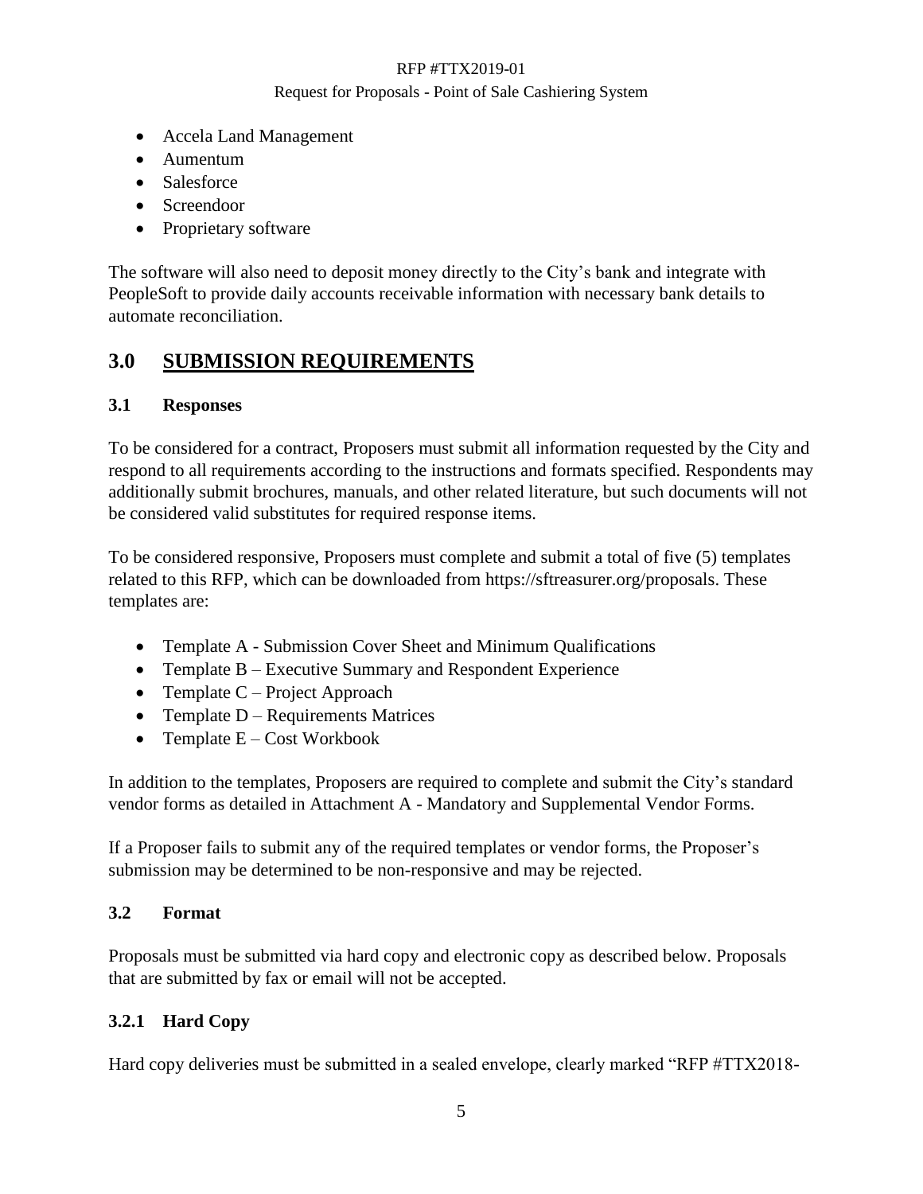- Accela Land Management
- Aumentum
- Salesforce
- Screendoor
- Proprietary software

The software will also need to deposit money directly to the City's bank and integrate with PeopleSoft to provide daily accounts receivable information with necessary bank details to automate reconciliation.

## 3.0 SUBMISSION REQUIREMENTS

### 3.1 Responses

To be considered for a contract, Proposers must submit all information requested by the City and respond to all requirements according to the instructions and formats specified. Respondents may additionally submit brochures, manuals, and other related literature, but such documents will not be considered valid substitutes for required response items.

To be considered responsive, Proposers must complete and submit a total of five (5) templates related to this RFP, which can be downloaded from https://sftreasurer.org/proposals. These templates are:

- Template A - Submission Cover Sheet and Minimum Qualifications
- Template B – Executive Summary and Respondent Experience
- Template C – Project Approach
- Template D – Requirements Matrices
- Template E – Cost Workbook

In addition to the templates, Proposers are required to complete and submit the City's standard vendor forms as detailed in Attachment A - Mandatory and Supplemental Vendor Forms.

If a Proposer fails to submit any of the required templates or vendor forms, the Proposer's submission may be determined to be non-responsive and may be rejected.

### 3.2 Format

Proposals must be submitted via hard copy and electronic copy as described below. Proposals that are submitted by fax or email will not be accepted.

### 3.2.1 Hard Copy

Hard copy deliveries must be submitted in a sealed envelope, clearly marked "RFP #TTX2018-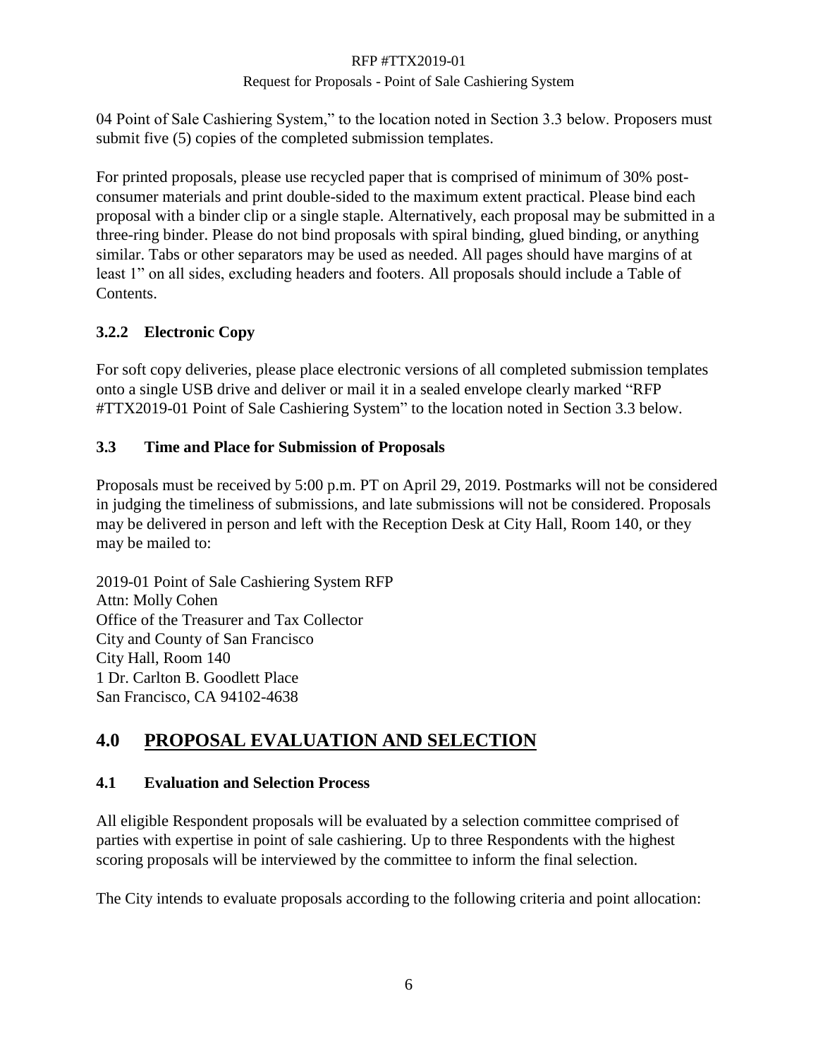04 Point of Sale Cashiering System," to the location noted in Section 3.3 below. Proposers must submit five (5) copies of the completed submission templates.

For printed proposals, please use recycled paper that is comprised of minimum of 30% post-consumer materials and print double-sided to the maximum extent practical. Please bind each proposal with a binder clip or a single staple. Alternatively, each proposal may be submitted in a three-ring binder. Please do not bind proposals with spiral binding, glued binding, or anything similar. Tabs or other separators may be used as needed. All pages should have margins of at least 1" on all sides, excluding headers and footers. All proposals should include a Table of Contents.

### 3.2.2 Electronic Copy

For soft copy deliveries, please place electronic versions of all completed submission templates onto a single USB drive and deliver or mail it in a sealed envelope clearly marked "RFP #TTX2019-01 Point of Sale Cashiering System" to the location noted in Section 3.3 below.

### 3.3 Time and Place for Submission of Proposals

Proposals must be received by 5:00 p.m. PT on April 29, 2019. Postmarks will not be considered in judging the timeliness of submissions, and late submissions will not be considered. Proposals may be delivered in person and left with the Reception Desk at City Hall, Room 140, or they may be mailed to:

2019-01 Point of Sale Cashiering System RFP
Attn: Molly Cohen
Office of the Treasurer and Tax Collector
City and County of San Francisco
City Hall, Room 140
1 Dr. Carlton B. Goodlett Place
San Francisco, CA 94102-4638

## 4.0 PROPOSAL EVALUATION AND SELECTION

### 4.1 Evaluation and Selection Process

All eligible Respondent proposals will be evaluated by a selection committee comprised of parties with expertise in point of sale cashiering. Up to three Respondents with the highest scoring proposals will be interviewed by the committee to inform the final selection.

The City intends to evaluate proposals according to the following criteria and point allocation: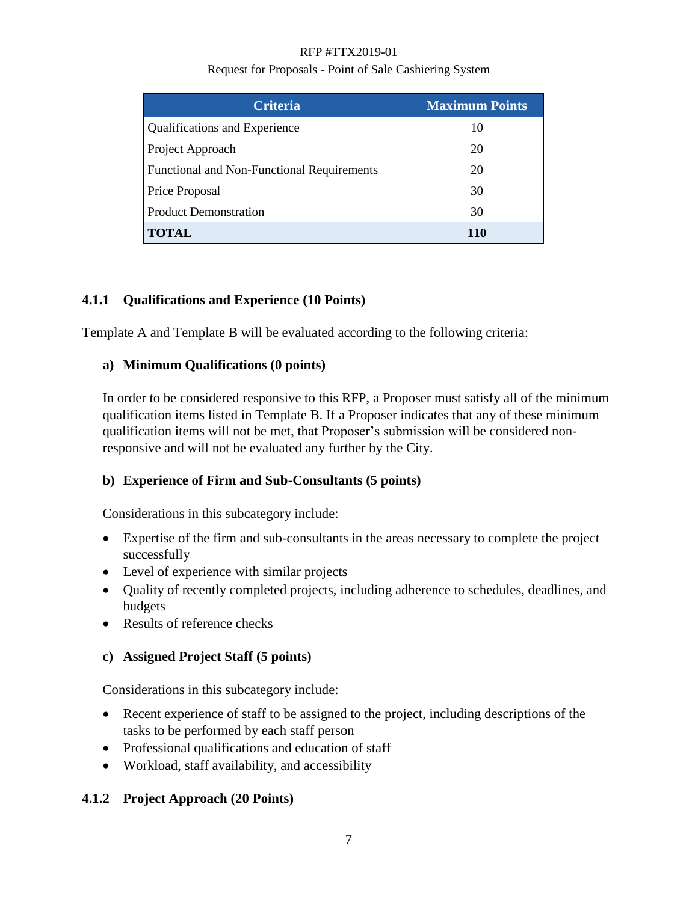| Criteria | Maximum Points |
|---|---|
| Qualifications and Experience | 10 |
| Project Approach | 20 |
| Functional and Non-Functional Requirements | 20 |
| Price Proposal | 30 |
| Product Demonstration | 30 |
| **TOTAL** | **110** |

### 4.1.1 Qualifications and Experience (10 Points)

Template A and Template B will be evaluated according to the following criteria:

**a) Minimum Qualifications (0 points)**

In order to be considered responsive to this RFP, a Proposer must satisfy all of the minimum qualification items listed in Template B. If a Proposer indicates that any of these minimum qualification items will not be met, that Proposer's submission will be considered non-responsive and will not be evaluated any further by the City.

**b) Experience of Firm and Sub-Consultants (5 points)**

Considerations in this subcategory include:

- Expertise of the firm and sub-consultants in the areas necessary to complete the project successfully
- Level of experience with similar projects
- Quality of recently completed projects, including adherence to schedules, deadlines, and budgets
- Results of reference checks

**c) Assigned Project Staff (5 points)**

Considerations in this subcategory include:

- Recent experience of staff to be assigned to the project, including descriptions of the tasks to be performed by each staff person
- Professional qualifications and education of staff
- Workload, staff availability, and accessibility

### 4.1.2 Project Approach (20 Points)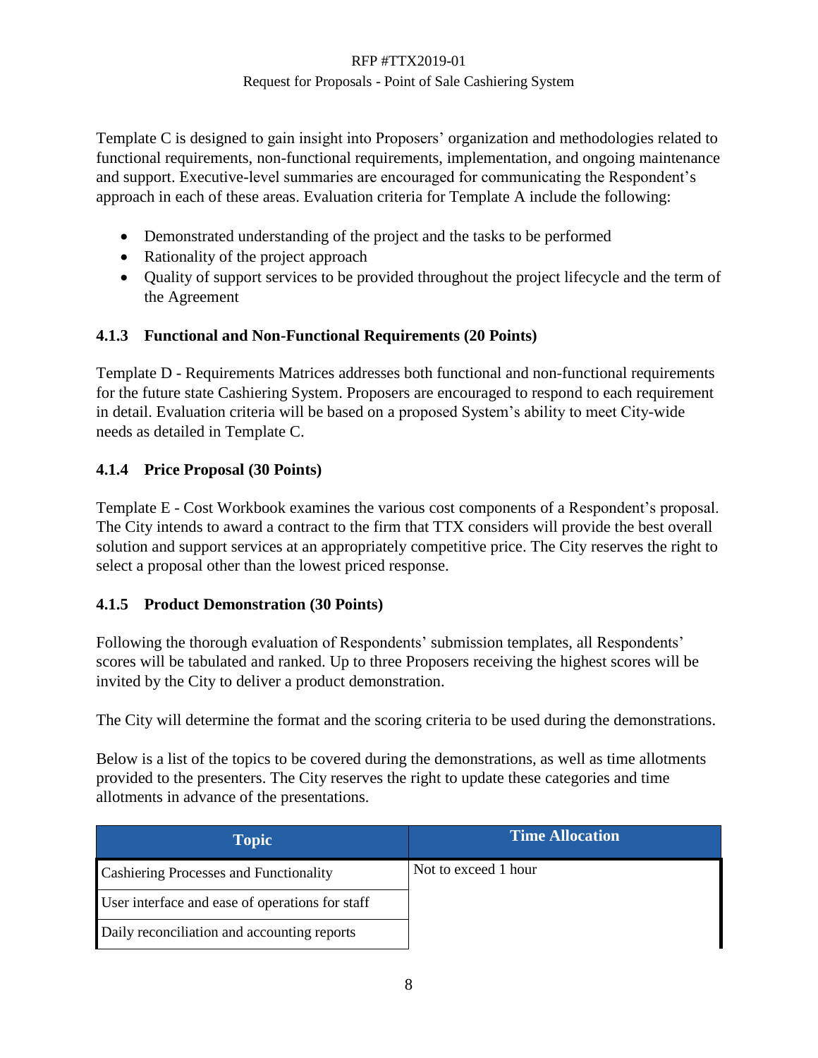Template C is designed to gain insight into Proposers' organization and methodologies related to functional requirements, non-functional requirements, implementation, and ongoing maintenance and support. Executive-level summaries are encouraged for communicating the Respondent's approach in each of these areas. Evaluation criteria for Template A include the following:

- Demonstrated understanding of the project and the tasks to be performed
- Rationality of the project approach
- Quality of support services to be provided throughout the project lifecycle and the term of the Agreement

### 4.1.3 Functional and Non-Functional Requirements (20 Points)

Template D - Requirements Matrices addresses both functional and non-functional requirements for the future state Cashiering System. Proposers are encouraged to respond to each requirement in detail. Evaluation criteria will be based on a proposed System's ability to meet City-wide needs as detailed in Template C.

### 4.1.4 Price Proposal (30 Points)

Template E - Cost Workbook examines the various cost components of a Respondent's proposal. The City intends to award a contract to the firm that TTX considers will provide the best overall solution and support services at an appropriately competitive price. The City reserves the right to select a proposal other than the lowest priced response.

### 4.1.5 Product Demonstration (30 Points)

Following the thorough evaluation of Respondents' submission templates, all Respondents' scores will be tabulated and ranked. Up to three Proposers receiving the highest scores will be invited by the City to deliver a product demonstration.

The City will determine the format and the scoring criteria to be used during the demonstrations.

Below is a list of the topics to be covered during the demonstrations, as well as time allotments provided to the presenters. The City reserves the right to update these categories and time allotments in advance of the presentations.

| Topic | Time Allocation |
| --- | --- |
| Cashiering Processes and Functionality | Not to exceed 1 hour |
| User interface and ease of operations for staff | |
| Daily reconciliation and accounting reports | |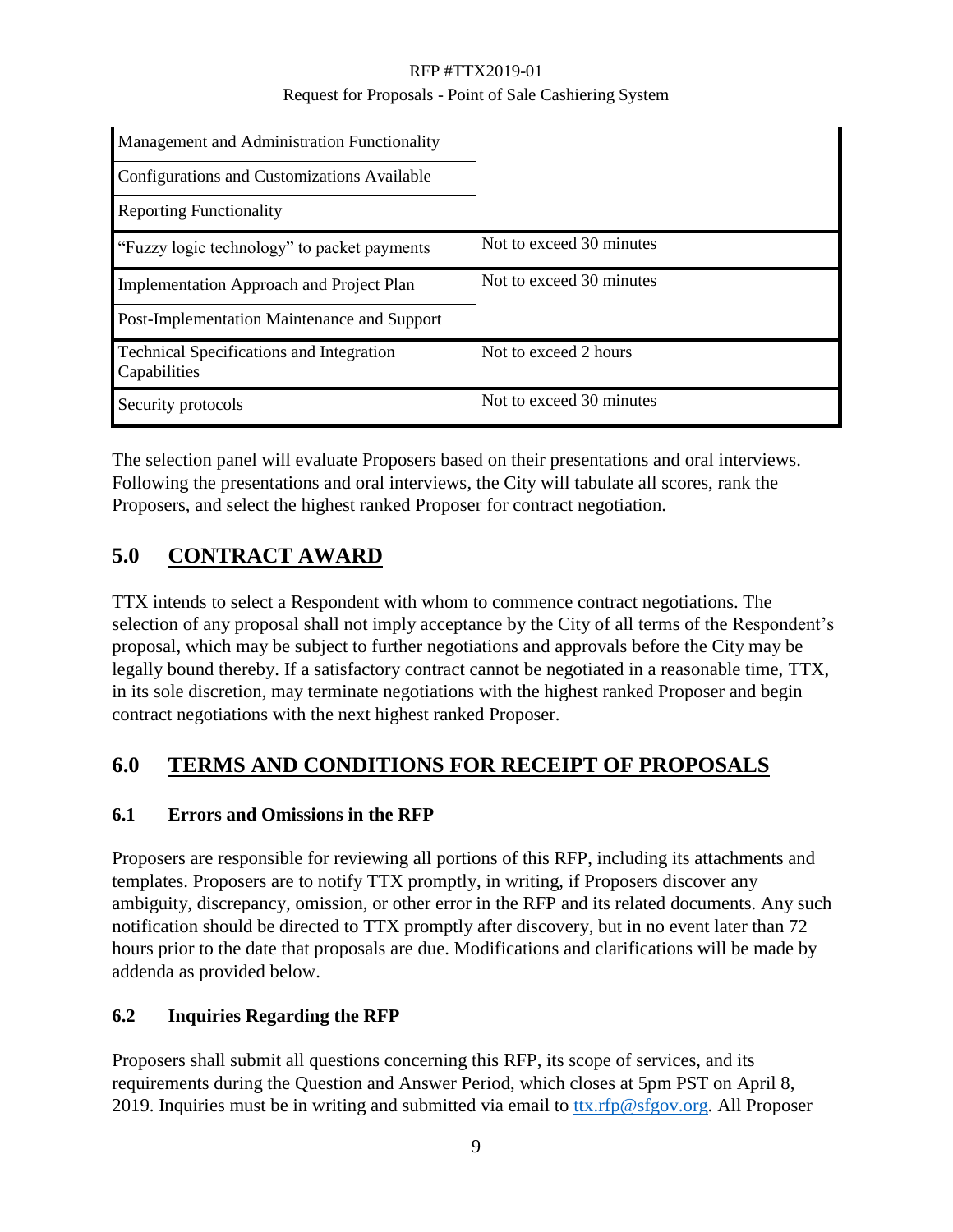| | |
|---|---|
| Management and Administration Functionality | |
| Configurations and Customizations Available | |
| Reporting Functionality | |
| "Fuzzy logic technology" to packet payments | Not to exceed 30 minutes |
| Implementation Approach and Project Plan | Not to exceed 30 minutes |
| Post-Implementation Maintenance and Support | |
| Technical Specifications and Integration Capabilities | Not to exceed 2 hours |
| Security protocols | Not to exceed 30 minutes |

The selection panel will evaluate Proposers based on their presentations and oral interviews. Following the presentations and oral interviews, the City will tabulate all scores, rank the Proposers, and select the highest ranked Proposer for contract negotiation.

# 5.0 CONTRACT AWARD

TTX intends to select a Respondent with whom to commence contract negotiations. The selection of any proposal shall not imply acceptance by the City of all terms of the Respondent's proposal, which may be subject to further negotiations and approvals before the City may be legally bound thereby. If a satisfactory contract cannot be negotiated in a reasonable time, TTX, in its sole discretion, may terminate negotiations with the highest ranked Proposer and begin contract negotiations with the next highest ranked Proposer.

# 6.0 TERMS AND CONDITIONS FOR RECEIPT OF PROPOSALS

## 6.1 Errors and Omissions in the RFP

Proposers are responsible for reviewing all portions of this RFP, including its attachments and templates. Proposers are to notify TTX promptly, in writing, if Proposers discover any ambiguity, discrepancy, omission, or other error in the RFP and its related documents. Any such notification should be directed to TTX promptly after discovery, but in no event later than 72 hours prior to the date that proposals are due. Modifications and clarifications will be made by addenda as provided below.

## 6.2 Inquiries Regarding the RFP

Proposers shall submit all questions concerning this RFP, its scope of services, and its requirements during the Question and Answer Period, which closes at 5pm PST on April 8, 2019. Inquiries must be in writing and submitted via email to ttx.rfp@sfgov.org. All Proposer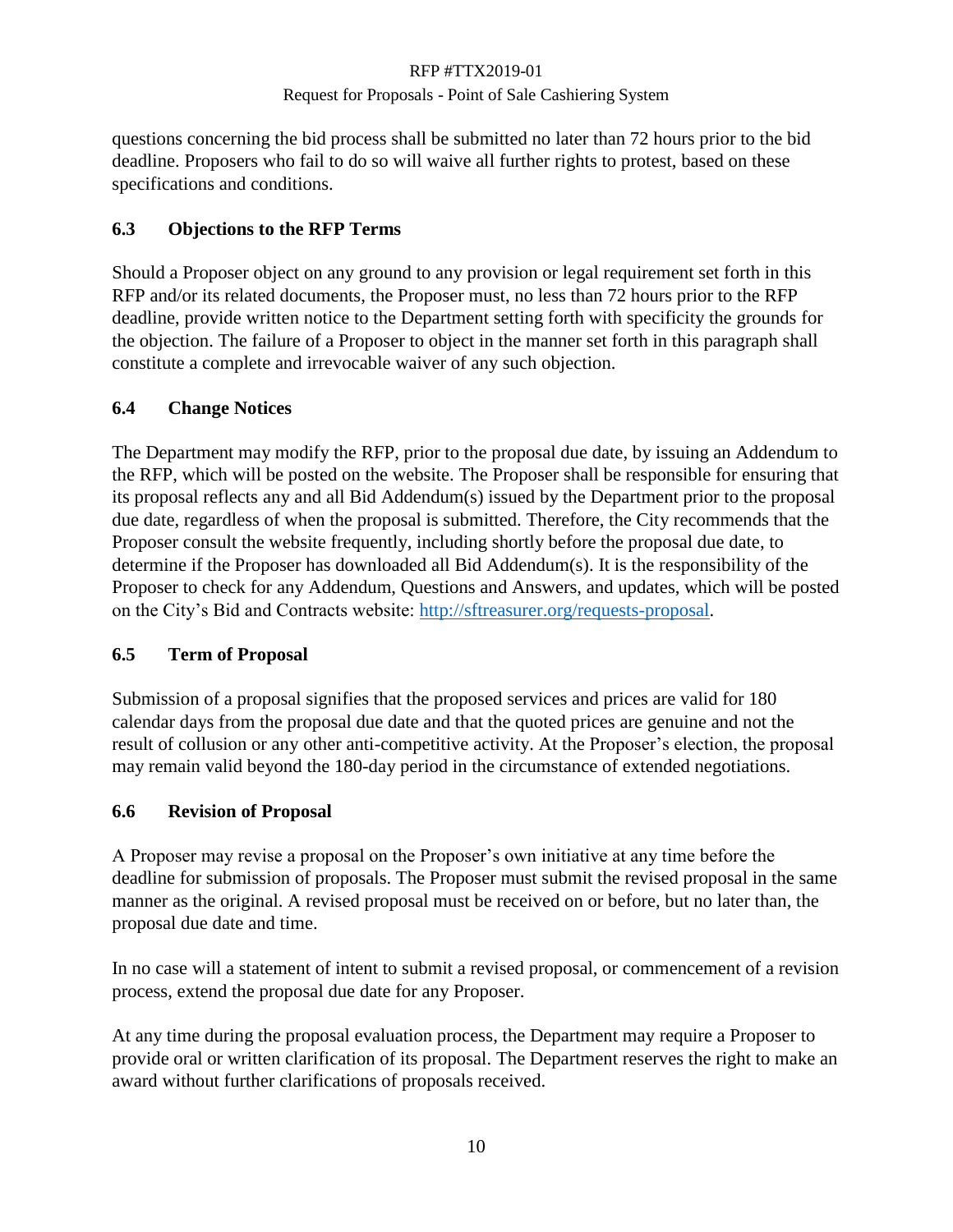questions concerning the bid process shall be submitted no later than 72 hours prior to the bid deadline. Proposers who fail to do so will waive all further rights to protest, based on these specifications and conditions.

## 6.3 Objections to the RFP Terms

Should a Proposer object on any ground to any provision or legal requirement set forth in this RFP and/or its related documents, the Proposer must, no less than 72 hours prior to the RFP deadline, provide written notice to the Department setting forth with specificity the grounds for the objection. The failure of a Proposer to object in the manner set forth in this paragraph shall constitute a complete and irrevocable waiver of any such objection.

## 6.4 Change Notices

The Department may modify the RFP, prior to the proposal due date, by issuing an Addendum to the RFP, which will be posted on the website. The Proposer shall be responsible for ensuring that its proposal reflects any and all Bid Addendum(s) issued by the Department prior to the proposal due date, regardless of when the proposal is submitted. Therefore, the City recommends that the Proposer consult the website frequently, including shortly before the proposal due date, to determine if the Proposer has downloaded all Bid Addendum(s). It is the responsibility of the Proposer to check for any Addendum, Questions and Answers, and updates, which will be posted on the City's Bid and Contracts website: [http://sftreasurer.org/requests-proposal](http://sftreasurer.org/requests-proposal).

## 6.5 Term of Proposal

Submission of a proposal signifies that the proposed services and prices are valid for 180 calendar days from the proposal due date and that the quoted prices are genuine and not the result of collusion or any other anti-competitive activity. At the Proposer's election, the proposal may remain valid beyond the 180-day period in the circumstance of extended negotiations.

## 6.6 Revision of Proposal

A Proposer may revise a proposal on the Proposer's own initiative at any time before the deadline for submission of proposals. The Proposer must submit the revised proposal in the same manner as the original. A revised proposal must be received on or before, but no later than, the proposal due date and time.

In no case will a statement of intent to submit a revised proposal, or commencement of a revision process, extend the proposal due date for any Proposer.

At any time during the proposal evaluation process, the Department may require a Proposer to provide oral or written clarification of its proposal. The Department reserves the right to make an award without further clarifications of proposals received.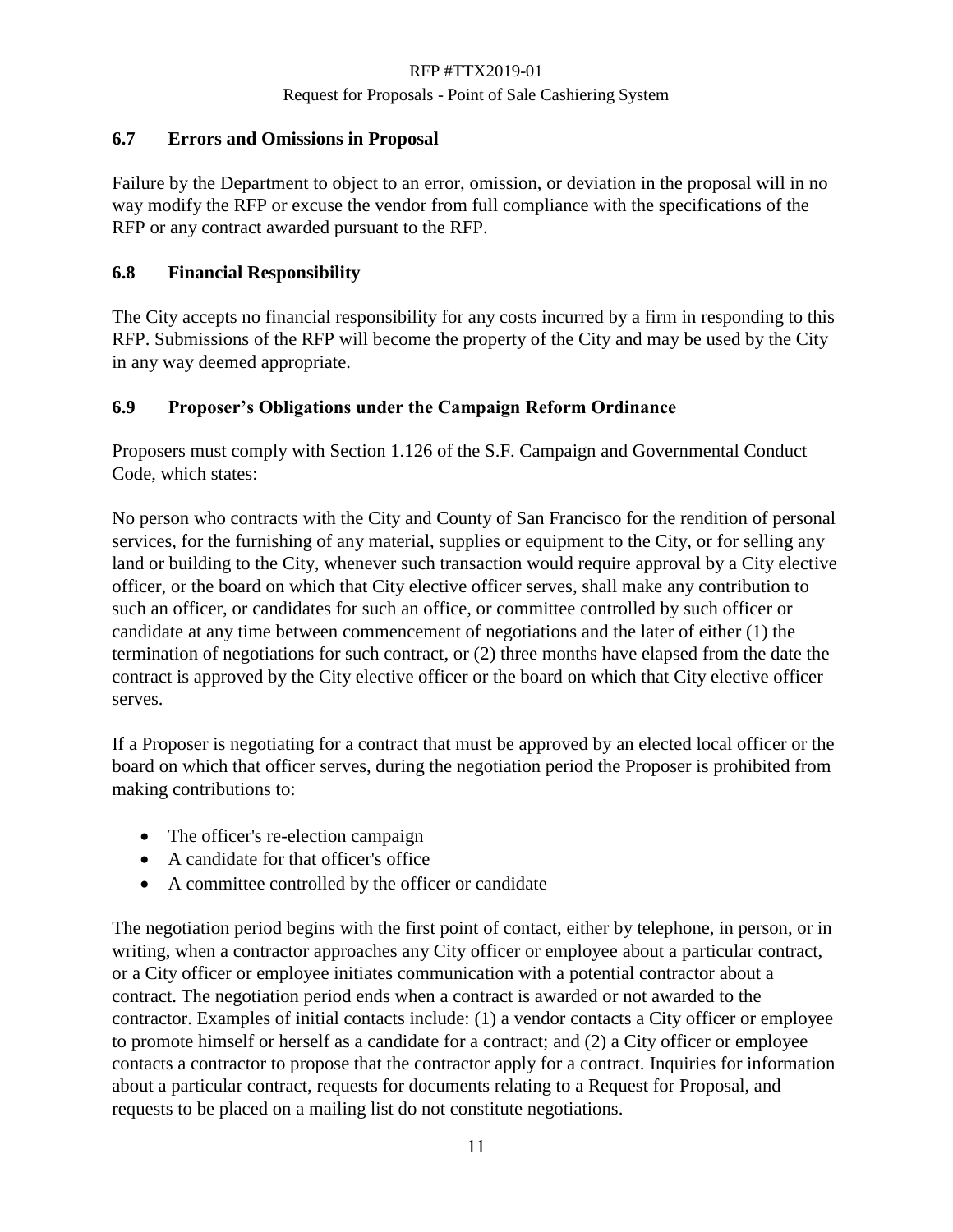### 6.7 Errors and Omissions in Proposal

Failure by the Department to object to an error, omission, or deviation in the proposal will in no way modify the RFP or excuse the vendor from full compliance with the specifications of the RFP or any contract awarded pursuant to the RFP.

### 6.8 Financial Responsibility

The City accepts no financial responsibility for any costs incurred by a firm in responding to this RFP. Submissions of the RFP will become the property of the City and may be used by the City in any way deemed appropriate.

### 6.9 Proposer's Obligations under the Campaign Reform Ordinance

Proposers must comply with Section 1.126 of the S.F. Campaign and Governmental Conduct Code, which states:

No person who contracts with the City and County of San Francisco for the rendition of personal services, for the furnishing of any material, supplies or equipment to the City, or for selling any land or building to the City, whenever such transaction would require approval by a City elective officer, or the board on which that City elective officer serves, shall make any contribution to such an officer, or candidates for such an office, or committee controlled by such officer or candidate at any time between commencement of negotiations and the later of either (1) the termination of negotiations for such contract, or (2) three months have elapsed from the date the contract is approved by the City elective officer or the board on which that City elective officer serves.

If a Proposer is negotiating for a contract that must be approved by an elected local officer or the board on which that officer serves, during the negotiation period the Proposer is prohibited from making contributions to:

- The officer's re-election campaign
- A candidate for that officer's office
- A committee controlled by the officer or candidate

The negotiation period begins with the first point of contact, either by telephone, in person, or in writing, when a contractor approaches any City officer or employee about a particular contract, or a City officer or employee initiates communication with a potential contractor about a contract. The negotiation period ends when a contract is awarded or not awarded to the contractor. Examples of initial contacts include: (1) a vendor contacts a City officer or employee to promote himself or herself as a candidate for a contract; and (2) a City officer or employee contacts a contractor to propose that the contractor apply for a contract. Inquiries for information about a particular contract, requests for documents relating to a Request for Proposal, and requests to be placed on a mailing list do not constitute negotiations.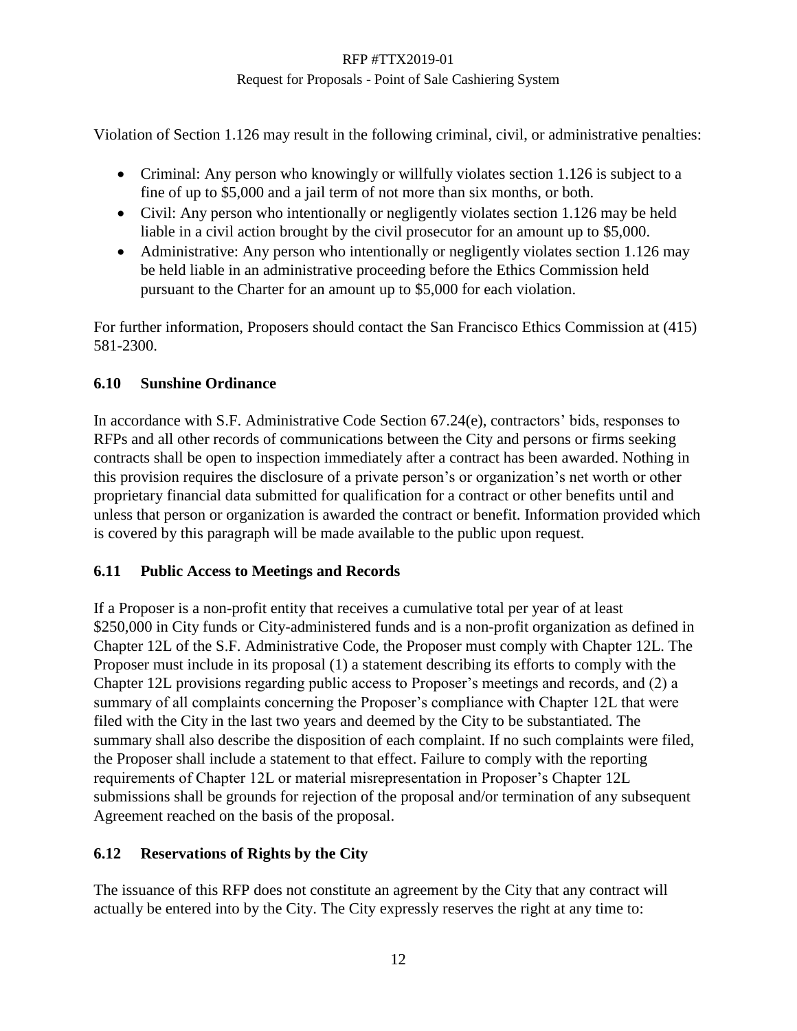Violation of Section 1.126 may result in the following criminal, civil, or administrative penalties:

- Criminal: Any person who knowingly or willfully violates section 1.126 is subject to a fine of up to $5,000 and a jail term of not more than six months, or both.
- Civil: Any person who intentionally or negligently violates section 1.126 may be held liable in a civil action brought by the civil prosecutor for an amount up to $5,000.
- Administrative: Any person who intentionally or negligently violates section 1.126 may be held liable in an administrative proceeding before the Ethics Commission held pursuant to the Charter for an amount up to $5,000 for each violation.

For further information, Proposers should contact the San Francisco Ethics Commission at (415) 581-2300.

### 6.10 Sunshine Ordinance

In accordance with S.F. Administrative Code Section 67.24(e), contractors' bids, responses to RFPs and all other records of communications between the City and persons or firms seeking contracts shall be open to inspection immediately after a contract has been awarded. Nothing in this provision requires the disclosure of a private person's or organization's net worth or other proprietary financial data submitted for qualification for a contract or other benefits until and unless that person or organization is awarded the contract or benefit. Information provided which is covered by this paragraph will be made available to the public upon request.

### 6.11 Public Access to Meetings and Records

If a Proposer is a non-profit entity that receives a cumulative total per year of at least $250,000 in City funds or City-administered funds and is a non-profit organization as defined in Chapter 12L of the S.F. Administrative Code, the Proposer must comply with Chapter 12L. The Proposer must include in its proposal (1) a statement describing its efforts to comply with the Chapter 12L provisions regarding public access to Proposer's meetings and records, and (2) a summary of all complaints concerning the Proposer's compliance with Chapter 12L that were filed with the City in the last two years and deemed by the City to be substantiated. The summary shall also describe the disposition of each complaint. If no such complaints were filed, the Proposer shall include a statement to that effect. Failure to comply with the reporting requirements of Chapter 12L or material misrepresentation in Proposer's Chapter 12L submissions shall be grounds for rejection of the proposal and/or termination of any subsequent Agreement reached on the basis of the proposal.

### 6.12 Reservations of Rights by the City

The issuance of this RFP does not constitute an agreement by the City that any contract will actually be entered into by the City. The City expressly reserves the right at any time to: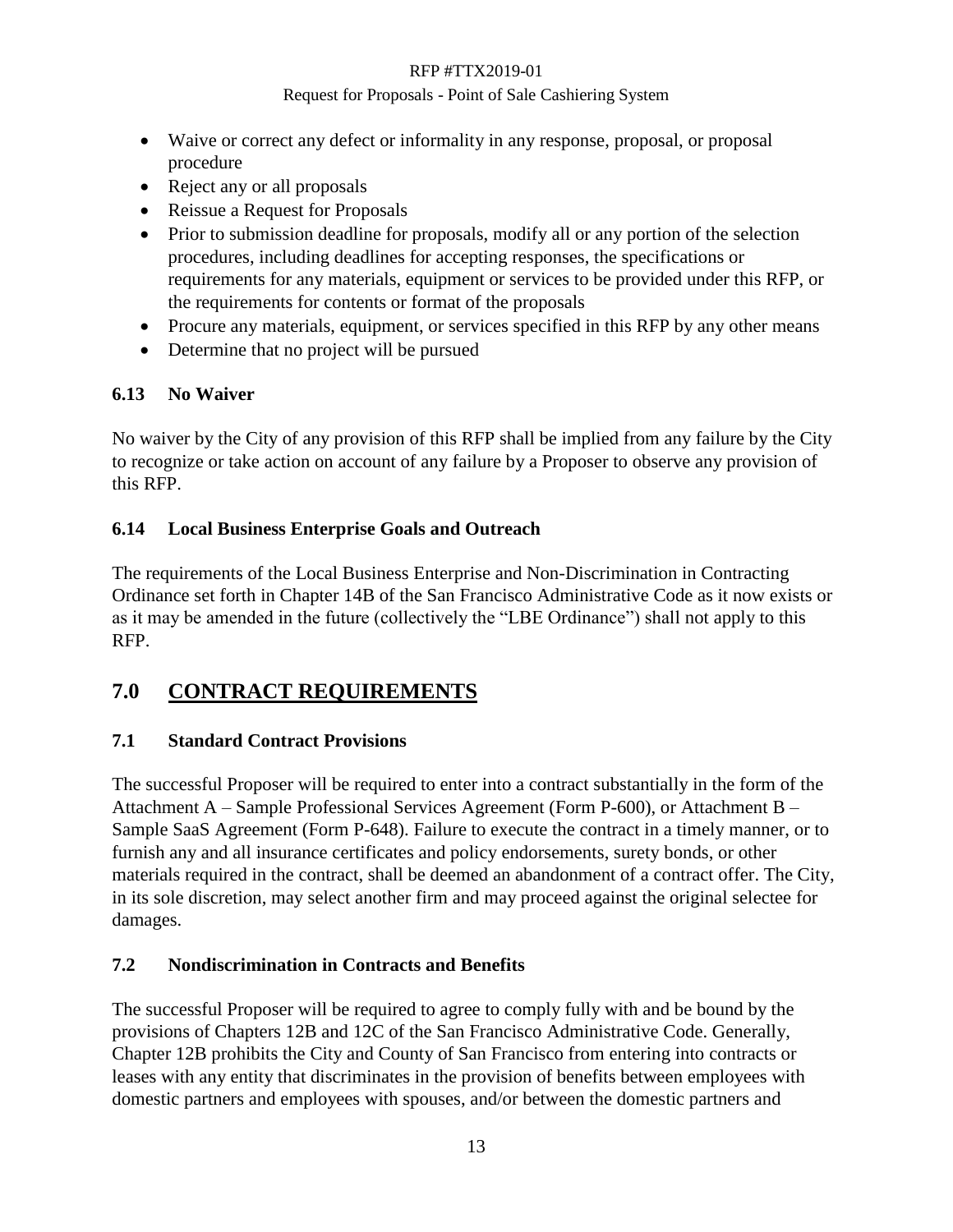- Waive or correct any defect or informality in any response, proposal, or proposal procedure
- Reject any or all proposals
- Reissue a Request for Proposals
- Prior to submission deadline for proposals, modify all or any portion of the selection procedures, including deadlines for accepting responses, the specifications or requirements for any materials, equipment or services to be provided under this RFP, or the requirements for contents or format of the proposals
- Procure any materials, equipment, or services specified in this RFP by any other means
- Determine that no project will be pursued

### 6.13 No Waiver

No waiver by the City of any provision of this RFP shall be implied from any failure by the City to recognize or take action on account of any failure by a Proposer to observe any provision of this RFP.

### 6.14 Local Business Enterprise Goals and Outreach

The requirements of the Local Business Enterprise and Non-Discrimination in Contracting Ordinance set forth in Chapter 14B of the San Francisco Administrative Code as it now exists or as it may be amended in the future (collectively the "LBE Ordinance") shall not apply to this RFP.

## 7.0 CONTRACT REQUIREMENTS

### 7.1 Standard Contract Provisions

The successful Proposer will be required to enter into a contract substantially in the form of the Attachment A – Sample Professional Services Agreement (Form P-600), or Attachment B – Sample SaaS Agreement (Form P-648). Failure to execute the contract in a timely manner, or to furnish any and all insurance certificates and policy endorsements, surety bonds, or other materials required in the contract, shall be deemed an abandonment of a contract offer. The City, in its sole discretion, may select another firm and may proceed against the original selectee for damages.

### 7.2 Nondiscrimination in Contracts and Benefits

The successful Proposer will be required to agree to comply fully with and be bound by the provisions of Chapters 12B and 12C of the San Francisco Administrative Code. Generally, Chapter 12B prohibits the City and County of San Francisco from entering into contracts or leases with any entity that discriminates in the provision of benefits between employees with domestic partners and employees with spouses, and/or between the domestic partners and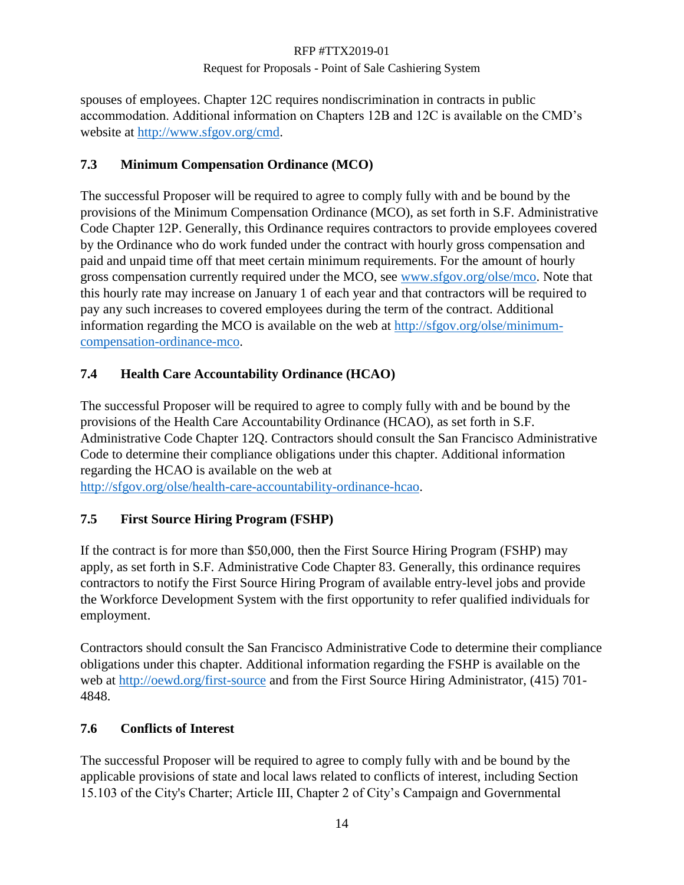spouses of employees. Chapter 12C requires nondiscrimination in contracts in public accommodation. Additional information on Chapters 12B and 12C is available on the CMD's website at http://www.sfgov.org/cmd.

### 7.3 Minimum Compensation Ordinance (MCO)

The successful Proposer will be required to agree to comply fully with and be bound by the provisions of the Minimum Compensation Ordinance (MCO), as set forth in S.F. Administrative Code Chapter 12P. Generally, this Ordinance requires contractors to provide employees covered by the Ordinance who do work funded under the contract with hourly gross compensation and paid and unpaid time off that meet certain minimum requirements. For the amount of hourly gross compensation currently required under the MCO, see www.sfgov.org/olse/mco. Note that this hourly rate may increase on January 1 of each year and that contractors will be required to pay any such increases to covered employees during the term of the contract. Additional information regarding the MCO is available on the web at http://sfgov.org/olse/minimum-compensation-ordinance-mco.

### 7.4 Health Care Accountability Ordinance (HCAO)

The successful Proposer will be required to agree to comply fully with and be bound by the provisions of the Health Care Accountability Ordinance (HCAO), as set forth in S.F. Administrative Code Chapter 12Q. Contractors should consult the San Francisco Administrative Code to determine their compliance obligations under this chapter. Additional information regarding the HCAO is available on the web at http://sfgov.org/olse/health-care-accountability-ordinance-hcao.

### 7.5 First Source Hiring Program (FSHP)

If the contract is for more than $50,000, then the First Source Hiring Program (FSHP) may apply, as set forth in S.F. Administrative Code Chapter 83. Generally, this ordinance requires contractors to notify the First Source Hiring Program of available entry-level jobs and provide the Workforce Development System with the first opportunity to refer qualified individuals for employment.

Contractors should consult the San Francisco Administrative Code to determine their compliance obligations under this chapter. Additional information regarding the FSHP is available on the web at http://oewd.org/first-source and from the First Source Hiring Administrator, (415) 701-4848.

### 7.6 Conflicts of Interest

The successful Proposer will be required to agree to comply fully with and be bound by the applicable provisions of state and local laws related to conflicts of interest, including Section 15.103 of the City's Charter; Article III, Chapter 2 of City's Campaign and Governmental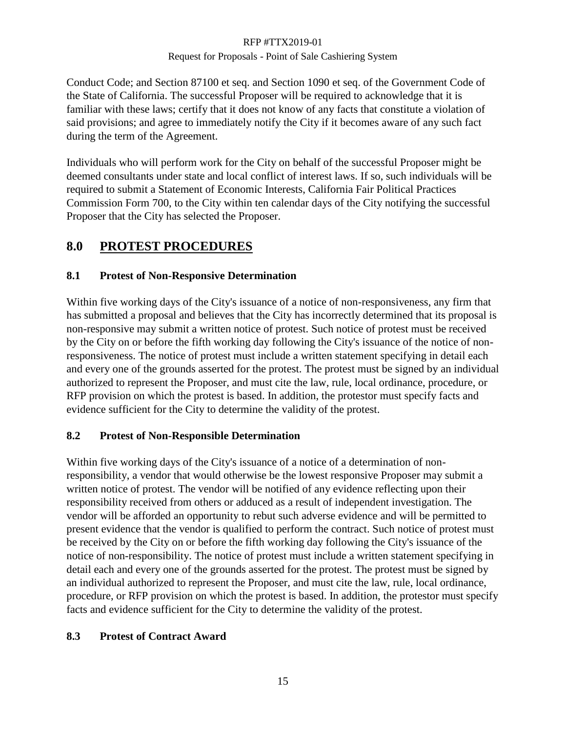Conduct Code; and Section 87100 et seq. and Section 1090 et seq. of the Government Code of the State of California. The successful Proposer will be required to acknowledge that it is familiar with these laws; certify that it does not know of any facts that constitute a violation of said provisions; and agree to immediately notify the City if it becomes aware of any such fact during the term of the Agreement.

Individuals who will perform work for the City on behalf of the successful Proposer might be deemed consultants under state and local conflict of interest laws. If so, such individuals will be required to submit a Statement of Economic Interests, California Fair Political Practices Commission Form 700, to the City within ten calendar days of the City notifying the successful Proposer that the City has selected the Proposer.

# 8.0 PROTEST PROCEDURES

### 8.1 Protest of Non-Responsive Determination

Within five working days of the City's issuance of a notice of non-responsiveness, any firm that has submitted a proposal and believes that the City has incorrectly determined that its proposal is non-responsive may submit a written notice of protest. Such notice of protest must be received by the City on or before the fifth working day following the City's issuance of the notice of non-responsiveness. The notice of protest must include a written statement specifying in detail each and every one of the grounds asserted for the protest. The protest must be signed by an individual authorized to represent the Proposer, and must cite the law, rule, local ordinance, procedure, or RFP provision on which the protest is based. In addition, the protestor must specify facts and evidence sufficient for the City to determine the validity of the protest.

### 8.2 Protest of Non-Responsible Determination

Within five working days of the City's issuance of a notice of a determination of non-responsibility, a vendor that would otherwise be the lowest responsive Proposer may submit a written notice of protest. The vendor will be notified of any evidence reflecting upon their responsibility received from others or adduced as a result of independent investigation. The vendor will be afforded an opportunity to rebut such adverse evidence and will be permitted to present evidence that the vendor is qualified to perform the contract. Such notice of protest must be received by the City on or before the fifth working day following the City's issuance of the notice of non-responsibility. The notice of protest must include a written statement specifying in detail each and every one of the grounds asserted for the protest. The protest must be signed by an individual authorized to represent the Proposer, and must cite the law, rule, local ordinance, procedure, or RFP provision on which the protest is based. In addition, the protestor must specify facts and evidence sufficient for the City to determine the validity of the protest.

### 8.3 Protest of Contract Award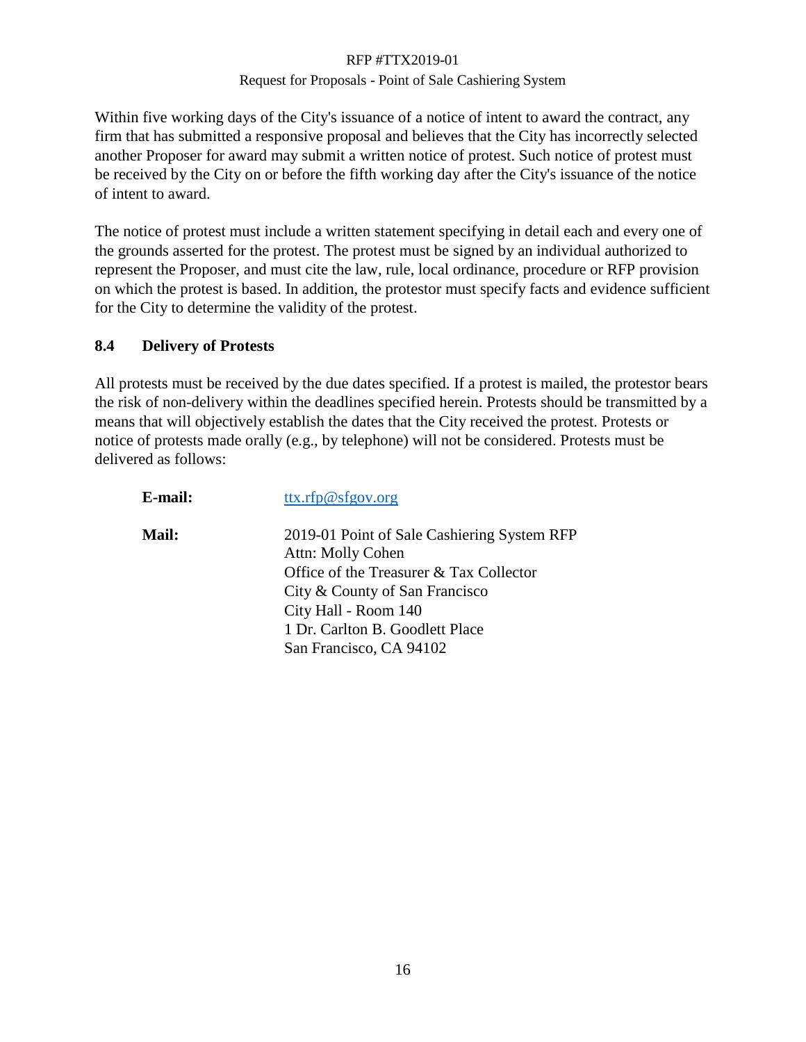Within five working days of the City's issuance of a notice of intent to award the contract, any firm that has submitted a responsive proposal and believes that the City has incorrectly selected another Proposer for award may submit a written notice of protest. Such notice of protest must be received by the City on or before the fifth working day after the City's issuance of the notice of intent to award.

The notice of protest must include a written statement specifying in detail each and every one of the grounds asserted for the protest. The protest must be signed by an individual authorized to represent the Proposer, and must cite the law, rule, local ordinance, procedure or RFP provision on which the protest is based. In addition, the protestor must specify facts and evidence sufficient for the City to determine the validity of the protest.

### 8.4 Delivery of Protests

All protests must be received by the due dates specified. If a protest is mailed, the protestor bears the risk of non-delivery within the deadlines specified herein. Protests should be transmitted by a means that will objectively establish the dates that the City received the protest. Protests or notice of protests made orally (e.g., by telephone) will not be considered. Protests must be delivered as follows:

**E-mail:** ttx.rfp@sfgov.org

**Mail:**
2019-01 Point of Sale Cashiering System RFP
Attn: Molly Cohen
Office of the Treasurer & Tax Collector
City & County of San Francisco
City Hall - Room 140
1 Dr. Carlton B. Goodlett Place
San Francisco, CA 94102